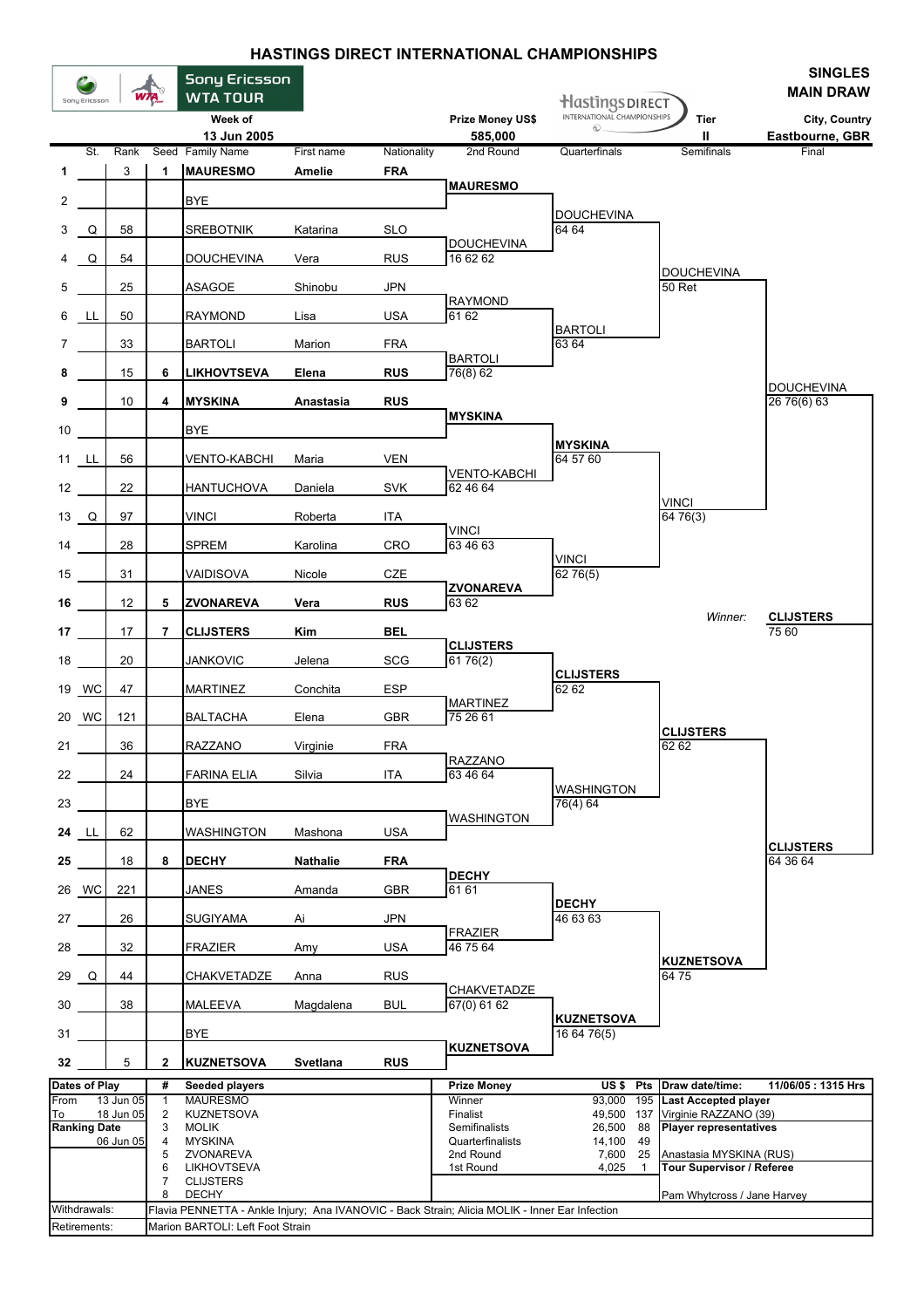# HASTINGS DIRECT INTERNATIONAL CHAMPIONSHIPS

Sony Ericsson WTA TOUR

**SINGLES MAIN DRAW**

| Week of | Prize Money US$ | Tier | City, Country |
|---|---|---|---|
| 13 Jun 2005 | 585,000 | II | Eastbourne, GBR |

| # | St. | Rank | Seed | Family Name | First name | Nationality | 2nd Round | Quarterfinals | Semifinals | Final |
|---|---|---|---|---|---|---|---|---|---|---|
| 1 | | 3 | 1 | **MAURESMO** | **Amelie** | **FRA** | | | | |
| | | | | | | | **MAURESMO** | | | |
| 2 | | | | BYE | | | | | | |
| | | | | | | | | DOUCHEVINA 64 64 | | |
| 3 | Q | 58 | | SREBOTNIK | Katarina | SLO | | | | |
| | | | | | | | DOUCHEVINA 16 62 62 | | | |
| 4 | Q | 54 | | DOUCHEVINA | Vera | RUS | | | | |
| | | | | | | | | | DOUCHEVINA 50 Ret | |
| 5 | | 25 | | ASAGOE | Shinobu | JPN | | | | |
| | | | | | | | RAYMOND 61 62 | | | |
| 6 | LL | 50 | | RAYMOND | Lisa | USA | | | | |
| | | | | | | | | BARTOLI 63 64 | | |
| 7 | | 33 | | BARTOLI | Marion | FRA | | | | |
| | | | | | | | BARTOLI 76(8) 62 | | | |
| 8 | | 15 | 6 | **LIKHOVTSEVA** | **Elena** | **RUS** | | | | |
| | | | | | | | | | | DOUCHEVINA 26 76(6) 63 |
| 9 | | 10 | 4 | **MYSKINA** | **Anastasia** | **RUS** | | | | |
| | | | | | | | **MYSKINA** | | | |
| 10 | | | | BYE | | | | | | |
| | | | | | | | | **MYSKINA** 64 57 60 | | |
| 11 | LL | 56 | | VENTO-KABCHI | Maria | VEN | | | | |
| | | | | | | | VENTO-KABCHI 62 46 64 | | | |
| 12 | | 22 | | HANTUCHOVA | Daniela | SVK | | | | |
| | | | | | | | | | VINCI 64 76(3) | |
| 13 | Q | 97 | | VINCI | Roberta | ITA | | | | |
| | | | | | | | VINCI 63 46 63 | | | |
| 14 | | 28 | | SPREM | Karolina | CRO | | | | |
| | | | | | | | | VINCI 62 76(5) | | |
| 15 | | 31 | | VAIDISOVA | Nicole | CZE | | | | |
| | | | | | | | **ZVONAREVA** 63 62 | | | |
| 16 | | 12 | 5 | **ZVONAREVA** | **Vera** | **RUS** | | | | |
| | | | | | | | | | *Winner:* | **CLIJSTERS** 75 60 |
| 17 | | 17 | 7 | **CLIJSTERS** | **Kim** | **BEL** | | | | |
| | | | | | | | **CLIJSTERS** 61 76(2) | | | |
| 18 | | 20 | | JANKOVIC | Jelena | SCG | | | | |
| | | | | | | | | **CLIJSTERS** 62 62 | | |
| 19 | WC | 47 | | MARTINEZ | Conchita | ESP | | | | |
| | | | | | | | MARTINEZ 75 26 61 | | | |
| 20 | WC | 121 | | BALTACHA | Elena | GBR | | | | |
| | | | | | | | | | **CLIJSTERS** 62 62 | |
| 21 | | 36 | | RAZZANO | Virginie | FRA | | | | |
| | | | | | | | RAZZANO 63 46 64 | | | |
| 22 | | 24 | | FARINA ELIA | Silvia | ITA | | | | |
| | | | | | | | | WASHINGTON 76(4) 64 | | |
| 23 | | | | BYE | | | | | | |
| | | | | | | | WASHINGTON | | | |
| 24 | LL | 62 | | WASHINGTON | Mashona | USA | | | | |
| | | | | | | | | | | **CLIJSTERS** 64 36 64 |
| 25 | | 18 | 8 | **DECHY** | **Nathalie** | **FRA** | | | | |
| | | | | | | | **DECHY** 61 61 | | | |
| 26 | WC | 221 | | JANES | Amanda | GBR | | | | |
| | | | | | | | | **DECHY** 46 63 63 | | |
| 27 | | 26 | | SUGIYAMA | Ai | JPN | | | | |
| | | | | | | | FRAZIER 46 75 64 | | | |
| 28 | | 32 | | FRAZIER | Amy | USA | | | | |
| | | | | | | | | | **KUZNETSOVA** 64 75 | |
| 29 | Q | 44 | | CHAKVETADZE | Anna | RUS | | | | |
| | | | | | | | CHAKVETADZE 67(0) 61 62 | | | |
| 30 | | 38 | | MALEEVA | Magdalena | BUL | | | | |
| | | | | | | | | **KUZNETSOVA** 16 64 76(5) | | |
| 31 | | | | BYE | | | | | | |
| | | | | | | | **KUZNETSOVA** | | | |
| 32 | | 5 | 2 | **KUZNETSOVA** | **Svetlana** | **RUS** | | | | |

| Dates of Play | | # | Seeded players | Prize Money | US $ | Pts | Draw date/time: | 11/06/05 : 1315 Hrs |
|---|---|---|---|---|---|---|---|---|
| From | 13 Jun 05 | 1 | MAURESMO | Winner | 93,000 | 195 | **Last Accepted player** | |
| To | 18 Jun 05 | 2 | KUZNETSOVA | Finalist | 49,500 | 137 | Virginie RAZZANO (39) | |
| **Ranking Date** | | 3 | MOLIK | Semifinalists | 26,500 | 88 | **Player representatives** | |
| | 06 Jun 05 | 4 | MYSKINA | Quarterfinalists | 14,100 | 49 | | |
| | | 5 | ZVONAREVA | 2nd Round | 7,600 | 25 | Anastasia MYSKINA (RUS) | |
| | | 6 | LIKHOVTSEVA | 1st Round | 4,025 | 1 | **Tour Supervisor / Referee** | |
| | | 7 | CLIJSTERS | | | | | |
| | | 8 | DECHY | | | | Pam Whytcross / Jane Harvey | |

Withdrawals: Flavia PENNETTA - Ankle Injury; Ana IVANOVIC - Back Strain; Alicia MOLIK - Inner Ear Infection

Retirements: Marion BARTOLI: Left Foot Strain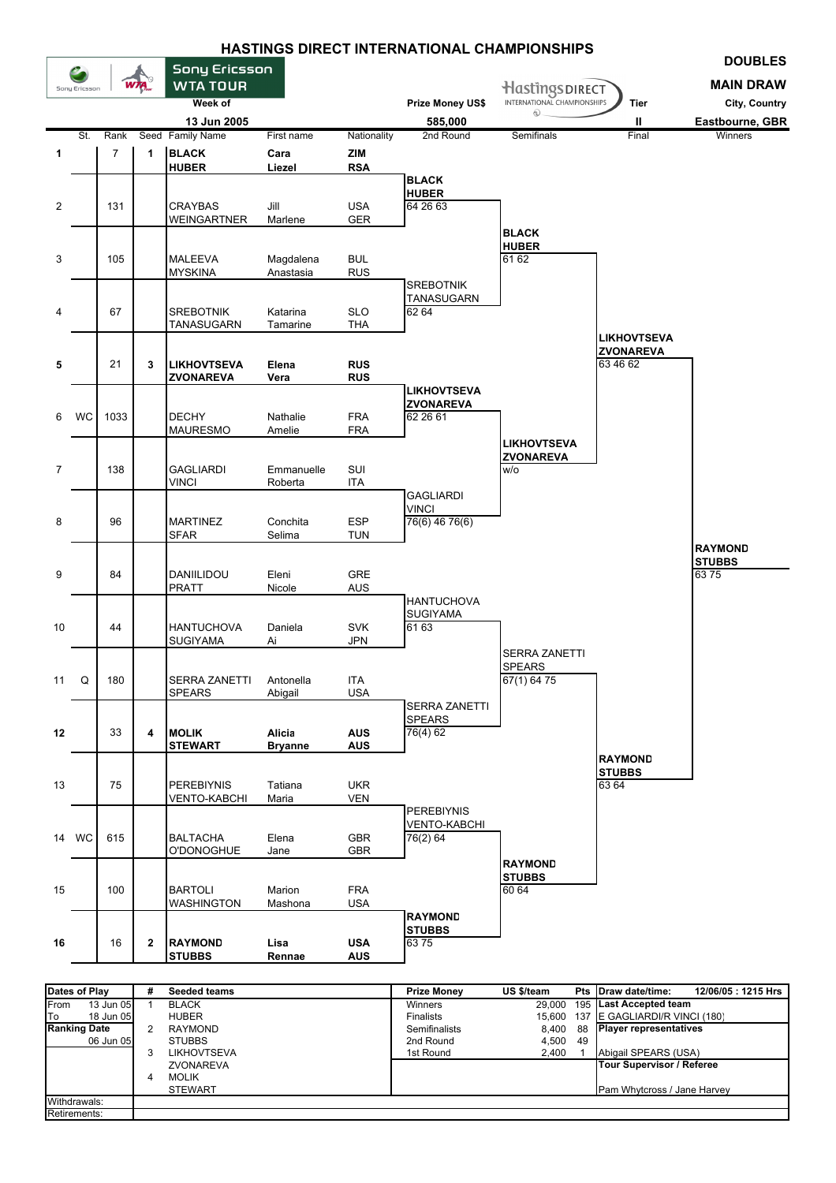# HASTINGS DIRECT INTERNATIONAL CHAMPIONSHIPS

Sony Ericsson WTA TOUR

**DOUBLES**

**MAIN DRAW**

| Week of | Prize Money US$ | Tier | City, Country |
|---|---|---|---|
| 13 Jun 2005 | 585,000 | II | Eastbourne, GBR |

| # | St. | Rank | Seed | Family Name | First name | Nationality |
|---|---|---|---|---|---|---|
| 1 | | 7 | 1 | **BLACK** / **HUBER** | **Cara** / **Liezel** | **ZIM** / **RSA** |
| 2 | | 131 | | CRAYBAS / WEINGARTNER | Jill / Marlene | USA / GER |
| 3 | | 105 | | MALEEVA / MYSKINA | Magdalena / Anastasia | BUL / RUS |
| 4 | | 67 | | SREBOTNIK / TANASUGARN | Katarina / Tamarine | SLO / THA |
| 5 | | 21 | 3 | **LIKHOVTSEVA** / **ZVONAREVA** | **Elena** / **Vera** | **RUS** / **RUS** |
| 6 | WC | 1033 | | DECHY / MAURESMO | Nathalie / Amelie | FRA / FRA |
| 7 | | 138 | | GAGLIARDI / VINCI | Emmanuelle / Roberta | SUI / ITA |
| 8 | | 96 | | MARTINEZ / SFAR | Conchita / Selima | ESP / TUN |
| 9 | | 84 | | DANIILIDOU / PRATT | Eleni / Nicole | GRE / AUS |
| 10 | | 44 | | HANTUCHOVA / SUGIYAMA | Daniela / Ai | SVK / JPN |
| 11 | Q | 180 | | SERRA ZANETTI / SPEARS | Antonella / Abigail | ITA / USA |
| 12 | | 33 | 4 | **MOLIK** / **STEWART** | **Alicia** / **Bryanne** | **AUS** / **AUS** |
| 13 | | 75 | | PEREBIYNIS / VENTO-KABCHI | Tatiana / Maria | UKR / VEN |
| 14 | WC | 615 | | BALTACHA / O'DONOGHUE | Elena / Jane | GBR / GBR |
| 15 | | 100 | | BARTOLI / WASHINGTON | Marion / Mashona | FRA / USA |
| 16 | | 16 | 2 | **RAYMOND** / **STUBBS** | **Lisa** / **Rennae** | **USA** / **AUS** |

**2nd Round**

- BLACK / HUBER 64 26 63
- SREBOTNIK / TANASUGARN 62 64
- LIKHOVTSEVA / ZVONAREVA 62 26 61
- GAGLIARDI / VINCI 76(6) 46 76(6)
- HANTUCHOVA / SUGIYAMA 61 63
- SERRA ZANETTI / SPEARS 76(4) 62
- PEREBIYNIS / VENTO-KABCHI 76(2) 64
- RAYMOND / STUBBS 63 75

**Semifinals**

- BLACK / HUBER 61 62
- LIKHOVTSEVA / ZVONAREVA w/o
- SERRA ZANETTI / SPEARS 67(1) 64 75
- RAYMOND / STUBBS 60 64

**Final**

- LIKHOVTSEVA / ZVONAREVA 63 46 62
- RAYMOND / STUBBS 63 64

**Winners**

- RAYMOND / STUBBS 63 75

| Dates of Play | | # | Seeded teams | Prize Money | US $/team | Pts | Draw date/time: 12/06/05 : 1215 Hrs |
|---|---|---|---|---|---|---|---|
| From | 13 Jun 05 | 1 | BLACK / HUBER | Winners | 29,000 | 195 | **Last Accepted team** |
| To | 18 Jun 05 | | | Finalists | 15,600 | 137 | E GAGLIARDI/R VINCI (180) |
| **Ranking Date** | | 2 | RAYMOND / STUBBS | Semifinalists | 8,400 | 88 | **Player representatives** |
| | 06 Jun 05 | | | 2nd Round | 4,500 | 49 | |
| | | 3 | LIKHOVTSEVA / ZVONAREVA | 1st Round | 2,400 | 1 | Abigail SPEARS (USA) |
| | | 4 | MOLIK / STEWART | | | | **Tour Supervisor / Referee** |
| | | | | | | | Pam Whytcross / Jane Harvey |
| Withdrawals: | | | | | | | |
| Retirements: | | | | | | | |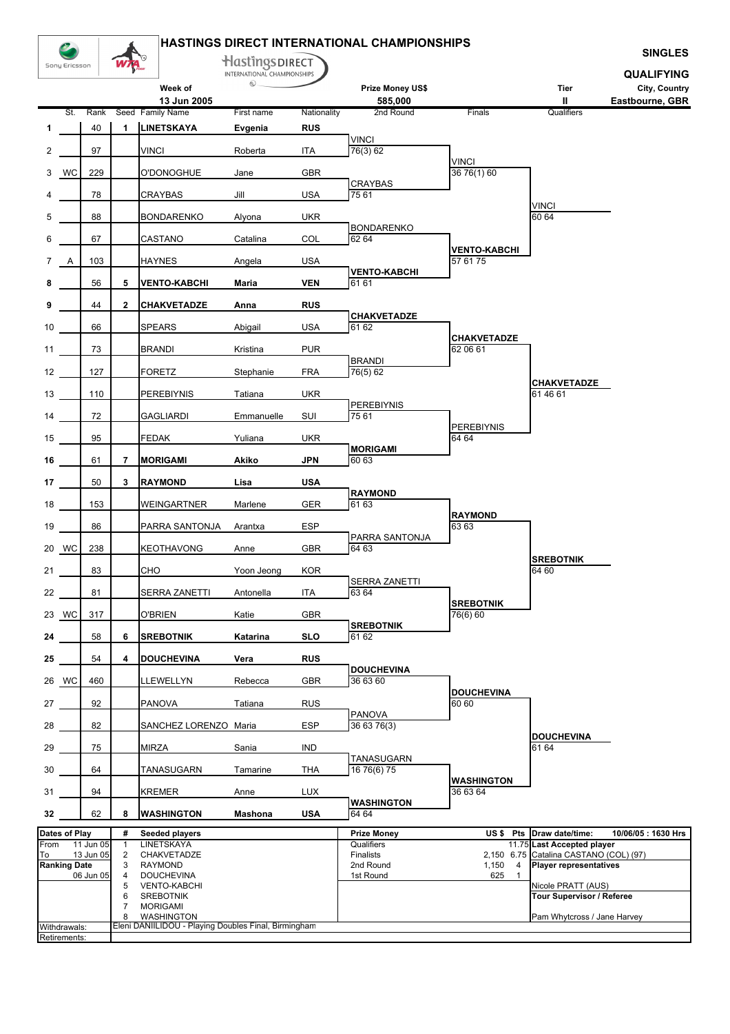# HASTINGS DIRECT INTERNATIONAL CHAMPIONSHIPS

**SINGLES**

**QUALIFYING**

| Week of | Prize Money US$ | Tier | City, Country |
|---|---|---|---|
| 13 Jun 2005 | 585,000 | II | Eastbourne, GBR |

| # | St. | Rank | Seed | Family Name | First name | Nationality | 2nd Round | Finals | Qualifiers |
|---|---|---|---|---|---|---|---|---|---|
| 1 | | 40 | 1 | **LINETSKAYA** | **Evgenia** | **RUS** | VINCI 76(3) 62 | VINCI 36 76(1) 60 | VINCI 60 64 |
| 2 | | 97 | | VINCI | Roberta | ITA | | | |
| 3 | WC | 229 | | O'DONOGHUE | Jane | GBR | CRAYBAS 75 61 | | |
| 4 | | 78 | | CRAYBAS | Jill | USA | | | |
| 5 | | 88 | | BONDARENKO | Alyona | UKR | BONDARENKO 62 64 | **VENTO-KABCHI** 57 61 75 | |
| 6 | | 67 | | CASTANO | Catalina | COL | | | |
| 7 | A | 103 | | HAYNES | Angela | USA | **VENTO-KABCHI** 61 61 | | |
| 8 | | 56 | 5 | **VENTO-KABCHI** | **Maria** | **VEN** | | | |
| 9 | | 44 | 2 | **CHAKVETADZE** | **Anna** | **RUS** | **CHAKVETADZE** 61 62 | **CHAKVETADZE** 62 06 61 | **CHAKVETADZE** 61 46 61 |
| 10 | | 66 | | SPEARS | Abigail | USA | | | |
| 11 | | 73 | | BRANDI | Kristina | PUR | BRANDI 76(5) 62 | | |
| 12 | | 127 | | FORETZ | Stephanie | FRA | | | |
| 13 | | 110 | | PEREBIYNIS | Tatiana | UKR | PEREBIYNIS 75 61 | PEREBIYNIS 64 64 | |
| 14 | | 72 | | GAGLIARDI | Emmanuelle | SUI | | | |
| 15 | | 95 | | FEDAK | Yuliana | UKR | **MORIGAMI** 60 63 | | |
| 16 | | 61 | 7 | **MORIGAMI** | **Akiko** | **JPN** | | | |
| 17 | | 50 | 3 | **RAYMOND** | **Lisa** | **USA** | **RAYMOND** 61 63 | **RAYMOND** 63 63 | **SREBOTNIK** 64 60 |
| 18 | | 153 | | WEINGARTNER | Marlene | GER | | | |
| 19 | | 86 | | PARRA SANTONJA | Arantxa | ESP | PARRA SANTONJA 64 63 | | |
| 20 | WC | 238 | | KEOTHAVONG | Anne | GBR | | | |
| 21 | | 83 | | CHO | Yoon Jeong | KOR | SERRA ZANETTI 63 64 | **SREBOTNIK** 76(6) 60 | |
| 22 | | 81 | | SERRA ZANETTI | Antonella | ITA | | | |
| 23 | WC | 317 | | O'BRIEN | Katie | GBR | **SREBOTNIK** 61 62 | | |
| 24 | | 58 | 6 | **SREBOTNIK** | **Katarina** | **SLO** | | | |
| 25 | | 54 | 4 | **DOUCHEVINA** | **Vera** | **RUS** | **DOUCHEVINA** 36 63 60 | **DOUCHEVINA** 60 60 | **DOUCHEVINA** 61 64 |
| 26 | WC | 460 | | LLEWELLYN | Rebecca | GBR | | | |
| 27 | | 92 | | PANOVA | Tatiana | RUS | PANOVA 36 63 76(3) | | |
| 28 | | 82 | | SANCHEZ LORENZO | Maria | ESP | | | |
| 29 | | 75 | | MIRZA | Sania | IND | TANASUGARN 16 76(6) 75 | **WASHINGTON** 36 63 64 | |
| 30 | | 64 | | TANASUGARN | Tamarine | THA | | | |
| 31 | | 94 | | KREMER | Anne | LUX | **WASHINGTON** 64 64 | | |
| 32 | | 62 | 8 | **WASHINGTON** | **Mashona** | **USA** | | | |

| Dates of Play | # | Seeded players | Prize Money | US $ | Pts | Draw date/time: 10/06/05 : 1630 Hrs |
|---|---|---|---|---|---|---|
| From 11 Jun 05 | 1 | LINETSKAYA | Qualifiers | | 11.75 | **Last Accepted player** |
| To 13 Jun 05 | 2 | CHAKVETADZE | Finalists | 2,150 | 6.75 | Catalina CASTANO (COL) (97) |
| **Ranking Date** | 3 | RAYMOND | 2nd Round | 1,150 | 4 | **Player representatives** |
| 06 Jun 05 | 4 | DOUCHEVINA | 1st Round | 625 | 1 | |
| | 5 | VENTO-KABCHI | | | | Nicole PRATT (AUS) |
| | 6 | SREBOTNIK | | | | **Tour Supervisor / Referee** |
| | 7 | MORIGAMI | | | | |
| | 8 | WASHINGTON | | | | Pam Whytcross / Jane Harvey |

Withdrawals: Eleni DANIILIDOU - Playing Doubles Final, Birmingham

Retirements: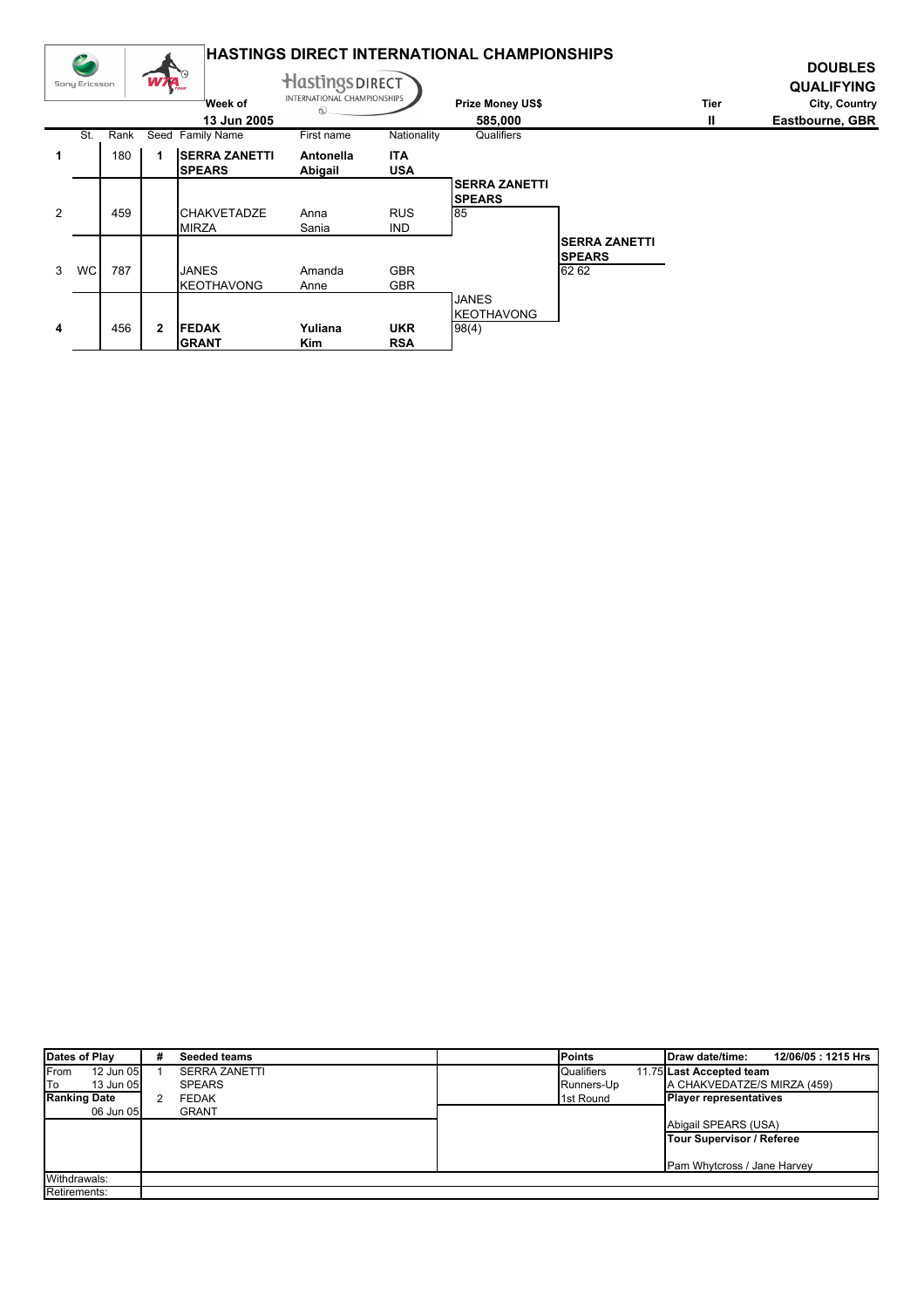# HASTINGS DIRECT INTERNATIONAL CHAMPIONSHIPS

Sony Ericsson | WTA Tour | Hastings DIRECT INTERNATIONAL CHAMPIONSHIPS

**DOUBLES QUALIFYING**

| Week of | Prize Money US$ | Tier | City, Country |
|---|---|---|---|
| 13 Jun 2005 | 585,000 | II | Eastbourne, GBR |

| | St. | Rank | Seed | Family Name | First name | Nationality | Qualifiers | |
|---|---|---|---|---|---|---|---|---|
| **1** | | 180 | **1** | **SERRA ZANETTI** / **SPEARS** | **Antonella** / **Abigail** | **ITA** / **USA** | | |
| | | | | | | | **SERRA ZANETTI** / **SPEARS** 85 | |
| 2 | | 459 | | CHAKVETADZE / MIRZA | Anna / Sania | RUS / IND | | |
| | | | | | | | | **SERRA ZANETTI** / **SPEARS** 62 62 |
| 3 | WC | 787 | | JANES / KEOTHAVONG | Amanda / Anne | GBR / GBR | | |
| | | | | | | | JANES / KEOTHAVONG 98(4) | |
| **4** | | 456 | **2** | **FEDAK** / **GRANT** | **Yuliana** / **Kim** | **UKR** / **RSA** | | |

| Dates of Play | # | Seeded teams | Points | | Draw date/time: 12/06/05 : 1215 Hrs |
|---|---|---|---|---|---|
| From 12 Jun 05 | 1 | SERRA ZANETTI | Qualifiers | 11.75 | **Last Accepted team** |
| To 13 Jun 05 | | SPEARS | Runners-Up | | A CHAKVEDATZE/S MIRZA (459) |
| **Ranking Date** | 2 | FEDAK | 1st Round | | **Player representatives** |
| 06 Jun 05 | | GRANT | | | Abigail SPEARS (USA) |
| | | | | | **Tour Supervisor / Referee** |
| | | | | | Pam Whytcross / Jane Harvey |
| Withdrawals: | | | | | |
| Retirements: | | | | | |